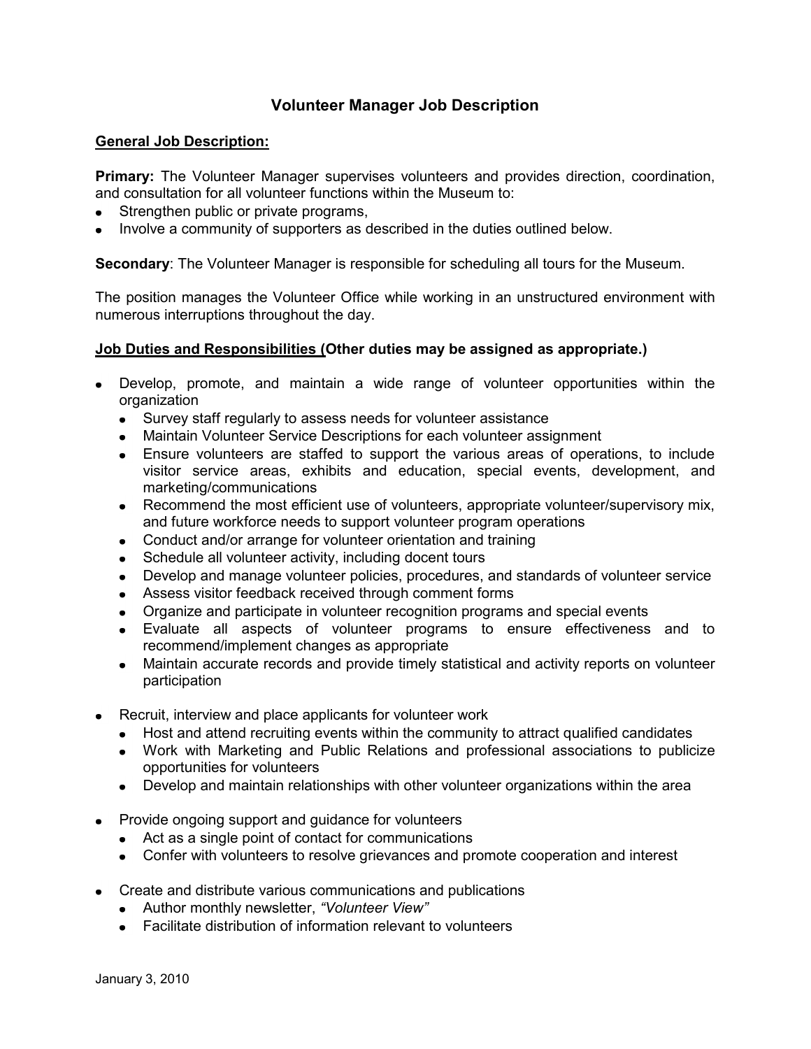# Volunteer Manager Job Description

**General Job Description:**

**Primary:** The Volunteer Manager supervises volunteers and provides direction, coordination, and consultation for all volunteer functions within the Museum to:

- Strengthen public or private programs,
- Involve a community of supporters as described in the duties outlined below.

**Secondary**: The Volunteer Manager is responsible for scheduling all tours for the Museum.

The position manages the Volunteer Office while working in an unstructured environment with numerous interruptions throughout the day.

**Job Duties and Responsibilities (Other duties may be assigned as appropriate.)**

- Develop, promote, and maintain a wide range of volunteer opportunities within the organization
  - Survey staff regularly to assess needs for volunteer assistance
  - Maintain Volunteer Service Descriptions for each volunteer assignment
  - Ensure volunteers are staffed to support the various areas of operations, to include visitor service areas, exhibits and education, special events, development, and marketing/communications
  - Recommend the most efficient use of volunteers, appropriate volunteer/supervisory mix, and future workforce needs to support volunteer program operations
  - Conduct and/or arrange for volunteer orientation and training
  - Schedule all volunteer activity, including docent tours
  - Develop and manage volunteer policies, procedures, and standards of volunteer service
  - Assess visitor feedback received through comment forms
  - Organize and participate in volunteer recognition programs and special events
  - Evaluate all aspects of volunteer programs to ensure effectiveness and to recommend/implement changes as appropriate
  - Maintain accurate records and provide timely statistical and activity reports on volunteer participation

- Recruit, interview and place applicants for volunteer work
  - Host and attend recruiting events within the community to attract qualified candidates
  - Work with Marketing and Public Relations and professional associations to publicize opportunities for volunteers
  - Develop and maintain relationships with other volunteer organizations within the area

- Provide ongoing support and guidance for volunteers
  - Act as a single point of contact for communications
  - Confer with volunteers to resolve grievances and promote cooperation and interest

- Create and distribute various communications and publications
  - Author monthly newsletter, *"Volunteer View"*
  - Facilitate distribution of information relevant to volunteers

January 3, 2010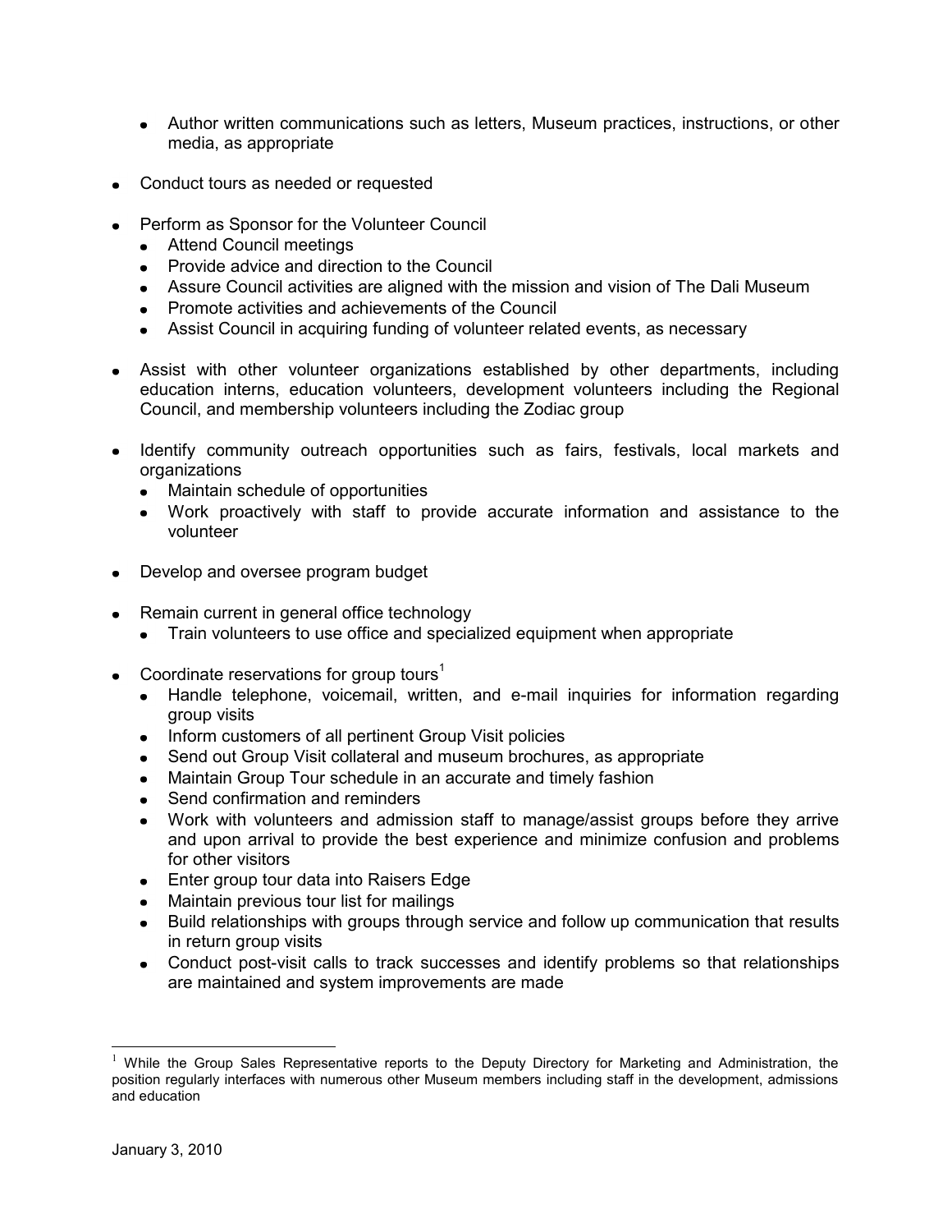- Author written communications such as letters, Museum practices, instructions, or other media, as appropriate

- Conduct tours as needed or requested

- Perform as Sponsor for the Volunteer Council
  - Attend Council meetings
  - Provide advice and direction to the Council
  - Assure Council activities are aligned with the mission and vision of The Dali Museum
  - Promote activities and achievements of the Council
  - Assist Council in acquiring funding of volunteer related events, as necessary

- Assist with other volunteer organizations established by other departments, including education interns, education volunteers, development volunteers including the Regional Council, and membership volunteers including the Zodiac group

- Identify community outreach opportunities such as fairs, festivals, local markets and organizations
  - Maintain schedule of opportunities
  - Work proactively with staff to provide accurate information and assistance to the volunteer

- Develop and oversee program budget

- Remain current in general office technology
  - Train volunteers to use office and specialized equipment when appropriate

- Coordinate reservations for group tours[1]
  - Handle telephone, voicemail, written, and e-mail inquiries for information regarding group visits
  - Inform customers of all pertinent Group Visit policies
  - Send out Group Visit collateral and museum brochures, as appropriate
  - Maintain Group Tour schedule in an accurate and timely fashion
  - Send confirmation and reminders
  - Work with volunteers and admission staff to manage/assist groups before they arrive and upon arrival to provide the best experience and minimize confusion and problems for other visitors
  - Enter group tour data into Raisers Edge
  - Maintain previous tour list for mailings
  - Build relationships with groups through service and follow up communication that results in return group visits
  - Conduct post-visit calls to track successes and identify problems so that relationships are maintained and system improvements are made

---

[1] While the Group Sales Representative reports to the Deputy Directory for Marketing and Administration, the position regularly interfaces with numerous other Museum members including staff in the development, admissions and education

January 3, 2010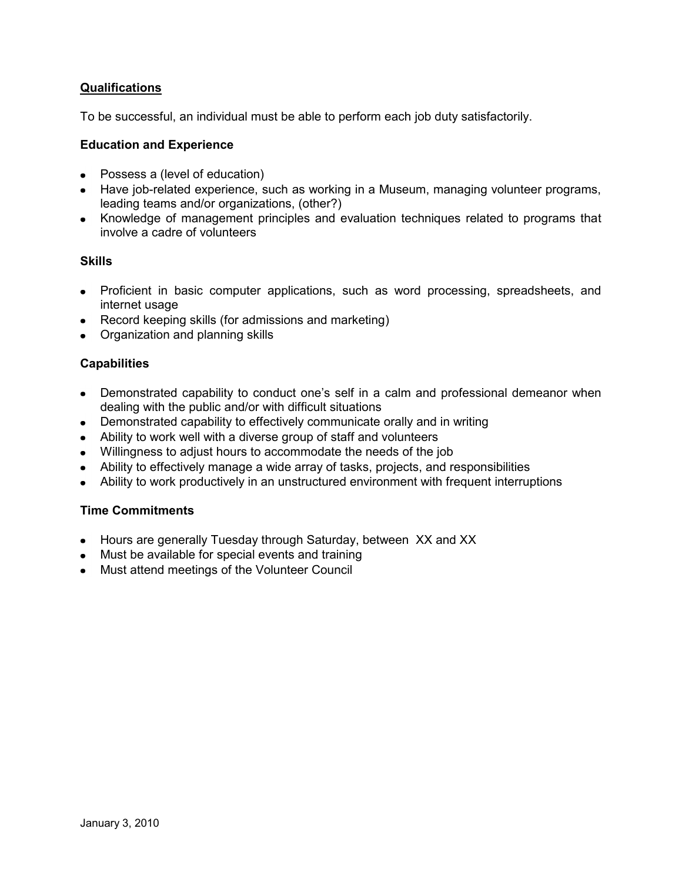## Qualifications

To be successful, an individual must be able to perform each job duty satisfactorily.

### Education and Experience

- Possess a (level of education)
- Have job-related experience, such as working in a Museum, managing volunteer programs, leading teams and/or organizations, (other?)
- Knowledge of management principles and evaluation techniques related to programs that involve a cadre of volunteers

### Skills

- Proficient in basic computer applications, such as word processing, spreadsheets, and internet usage
- Record keeping skills (for admissions and marketing)
- Organization and planning skills

### Capabilities

- Demonstrated capability to conduct one's self in a calm and professional demeanor when dealing with the public and/or with difficult situations
- Demonstrated capability to effectively communicate orally and in writing
- Ability to work well with a diverse group of staff and volunteers
- Willingness to adjust hours to accommodate the needs of the job
- Ability to effectively manage a wide array of tasks, projects, and responsibilities
- Ability to work productively in an unstructured environment with frequent interruptions

### Time Commitments

- Hours are generally Tuesday through Saturday, between XX and XX
- Must be available for special events and training
- Must attend meetings of the Volunteer Council

January 3, 2010